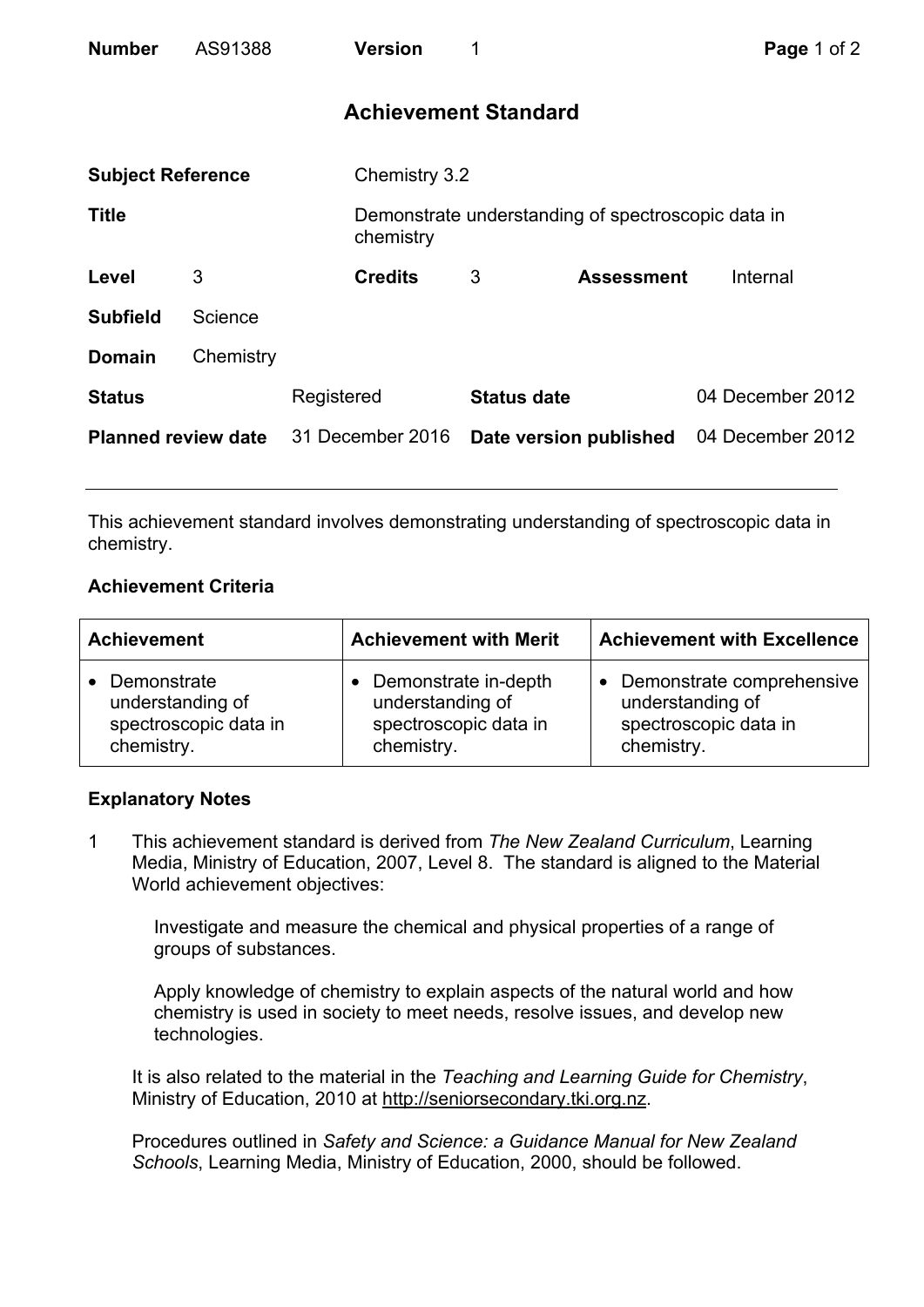| **Number** | AS91388 | **Version** | 1 |
|---|---|---|---|

## Achievement Standard

| | | | |
|---|---|---|---|
| **Subject Reference** | Chemistry 3.2 | | |
| **Title** | Demonstrate understanding of spectroscopic data in chemistry | | |
| **Level** 3 | **Credits** 3 | **Assessment** | Internal |
| **Subfield** | Science | | |
| **Domain** | Chemistry | | |
| **Status** | Registered | **Status date** | 04 December 2012 |
| **Planned review date** | 31 December 2016 | **Date version published** | 04 December 2012 |

---

This achievement standard involves demonstrating understanding of spectroscopic data in chemistry.

### Achievement Criteria

| Achievement | Achievement with Merit | Achievement with Excellence |
|---|---|---|
| • Demonstrate understanding of spectroscopic data in chemistry. | • Demonstrate in-depth understanding of spectroscopic data in chemistry. | • Demonstrate comprehensive understanding of spectroscopic data in chemistry. |

### Explanatory Notes

1 This achievement standard is derived from *The New Zealand Curriculum*, Learning Media, Ministry of Education, 2007, Level 8. The standard is aligned to the Material World achievement objectives:

> Investigate and measure the chemical and physical properties of a range of groups of substances.
>
> Apply knowledge of chemistry to explain aspects of the natural world and how chemistry is used in society to meet needs, resolve issues, and develop new technologies.

It is also related to the material in the *Teaching and Learning Guide for Chemistry*, Ministry of Education, 2010 at http://seniorsecondary.tki.org.nz.

Procedures outlined in *Safety and Science: a Guidance Manual for New Zealand Schools*, Learning Media, Ministry of Education, 2000, should be followed.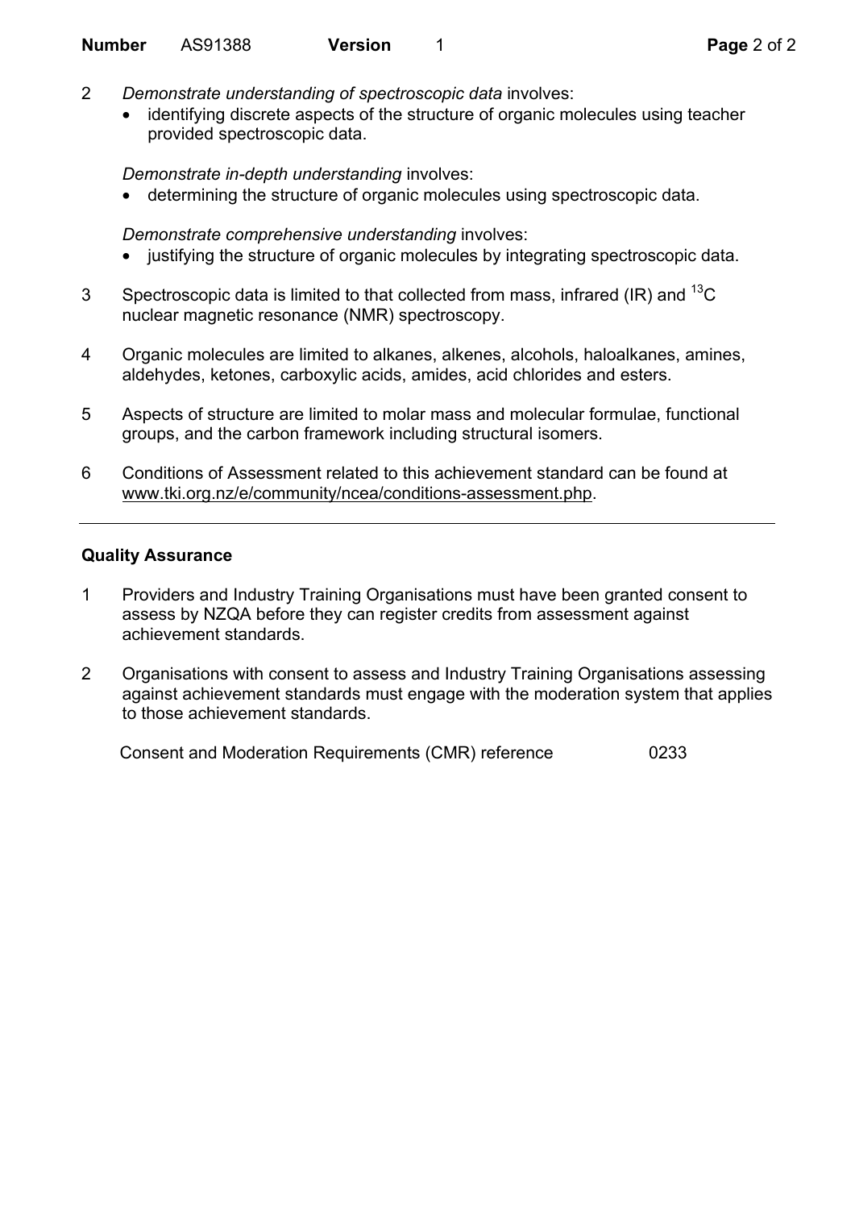2 *Demonstrate understanding of spectroscopic data* involves:
- identifying discrete aspects of the structure of organic molecules using teacher provided spectroscopic data.

*Demonstrate in-depth understanding* involves:
- determining the structure of organic molecules using spectroscopic data.

*Demonstrate comprehensive understanding* involves:
- justifying the structure of organic molecules by integrating spectroscopic data.

3 Spectroscopic data is limited to that collected from mass, infrared (IR) and $^{13}C$ nuclear magnetic resonance (NMR) spectroscopy.

4 Organic molecules are limited to alkanes, alkenes, alcohols, haloalkanes, amines, aldehydes, ketones, carboxylic acids, amides, acid chlorides and esters.

5 Aspects of structure are limited to molar mass and molecular formulae, functional groups, and the carbon framework including structural isomers.

6 Conditions of Assessment related to this achievement standard can be found at www.tki.org.nz/e/community/ncea/conditions-assessment.php.

---

**Quality Assurance**

1 Providers and Industry Training Organisations must have been granted consent to assess by NZQA before they can register credits from assessment against achievement standards.

2 Organisations with consent to assess and Industry Training Organisations assessing against achievement standards must engage with the moderation system that applies to those achievement standards.

Consent and Moderation Requirements (CMR) reference 0233